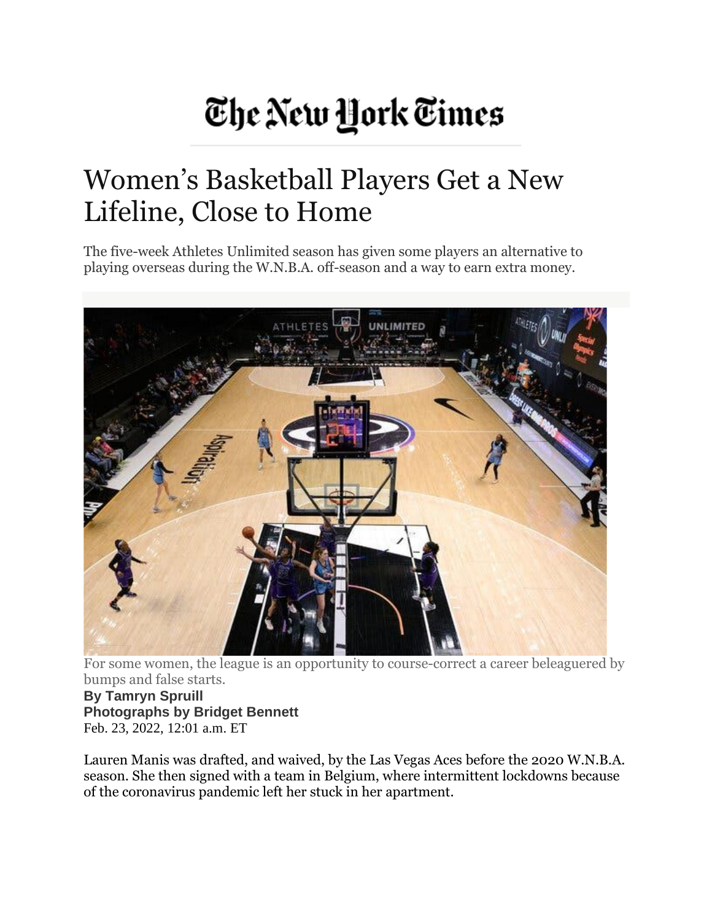# Women's Basketball Players Get a New Lifeline, Close to Home

The five-week Athletes Unlimited season has given some players an alternative to playing overseas during the W.N.B.A. off-season and a way to earn extra money.

For some women, the league is an opportunity to course-correct a career beleaguered by bumps and false starts.

**By Tamryn Spruill**
**Photographs by Bridget Bennett**
Feb. 23, 2022, 12:01 a.m. ET

Lauren Manis was drafted, and waived, by the Las Vegas Aces before the 2020 W.N.B.A. season. She then signed with a team in Belgium, where intermittent lockdowns because of the coronavirus pandemic left her stuck in her apartment.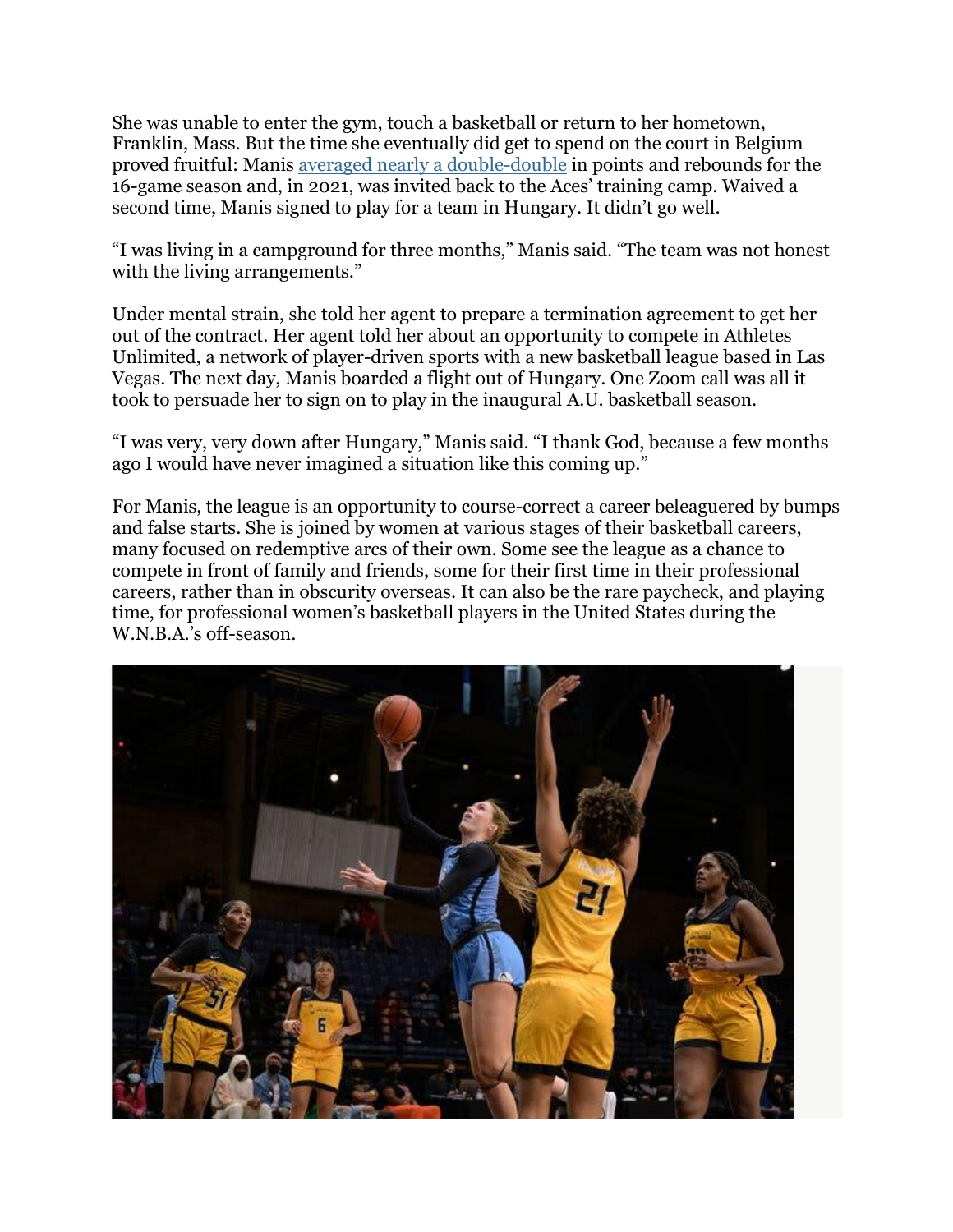She was unable to enter the gym, touch a basketball or return to her hometown, Franklin, Mass. But the time she eventually did get to spend on the court in Belgium proved fruitful: Manis averaged nearly a double-double in points and rebounds for the 16-game season and, in 2021, was invited back to the Aces' training camp. Waived a second time, Manis signed to play for a team in Hungary. It didn't go well.

"I was living in a campground for three months," Manis said. "The team was not honest with the living arrangements."

Under mental strain, she told her agent to prepare a termination agreement to get her out of the contract. Her agent told her about an opportunity to compete in Athletes Unlimited, a network of player-driven sports with a new basketball league based in Las Vegas. The next day, Manis boarded a flight out of Hungary. One Zoom call was all it took to persuade her to sign on to play in the inaugural A.U. basketball season.

"I was very, very down after Hungary," Manis said. "I thank God, because a few months ago I would have never imagined a situation like this coming up."

For Manis, the league is an opportunity to course-correct a career beleaguered by bumps and false starts. She is joined by women at various stages of their basketball careers, many focused on redemptive arcs of their own. Some see the league as a chance to compete in front of family and friends, some for their first time in their professional careers, rather than in obscurity overseas. It can also be the rare paycheck, and playing time, for professional women's basketball players in the United States during the W.N.B.A.'s off-season.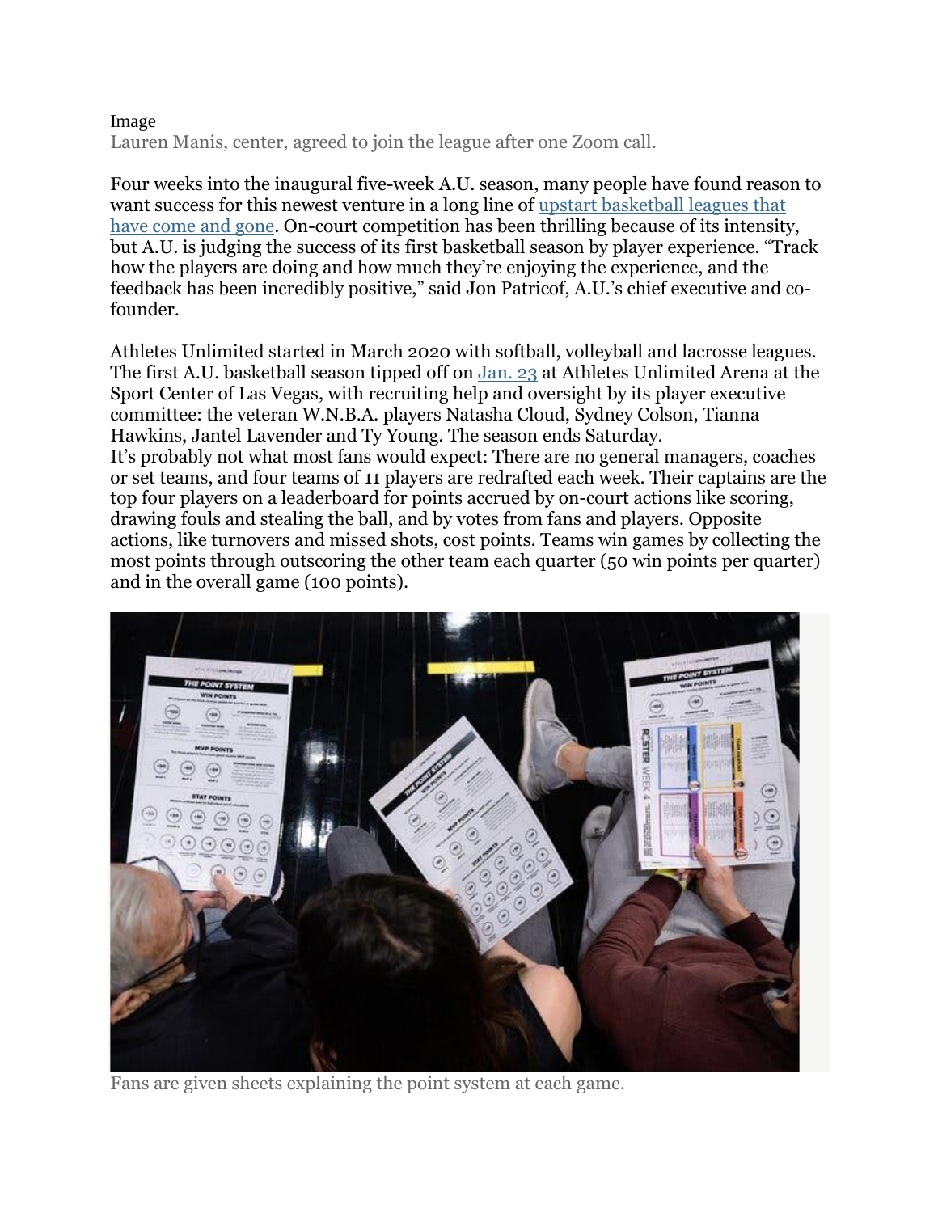Image
Lauren Manis, center, agreed to join the league after one Zoom call.

Four weeks into the inaugural five-week A.U. season, many people have found reason to want success for this newest venture in a long line of upstart basketball leagues that have come and gone. On-court competition has been thrilling because of its intensity, but A.U. is judging the success of its first basketball season by player experience. "Track how the players are doing and how much they're enjoying the experience, and the feedback has been incredibly positive," said Jon Patricof, A.U.'s chief executive and co-founder.

Athletes Unlimited started in March 2020 with softball, volleyball and lacrosse leagues. The first A.U. basketball season tipped off on Jan. 23 at Athletes Unlimited Arena at the Sport Center of Las Vegas, with recruiting help and oversight by its player executive committee: the veteran W.N.B.A. players Natasha Cloud, Sydney Colson, Tianna Hawkins, Jantel Lavender and Ty Young. The season ends Saturday.
It's probably not what most fans would expect: There are no general managers, coaches or set teams, and four teams of 11 players are redrafted each week. Their captains are the top four players on a leaderboard for points accrued by on-court actions like scoring, drawing fouls and stealing the ball, and by votes from fans and players. Opposite actions, like turnovers and missed shots, cost points. Teams win games by collecting the most points through outscoring the other team each quarter (50 win points per quarter) and in the overall game (100 points).

Fans are given sheets explaining the point system at each game.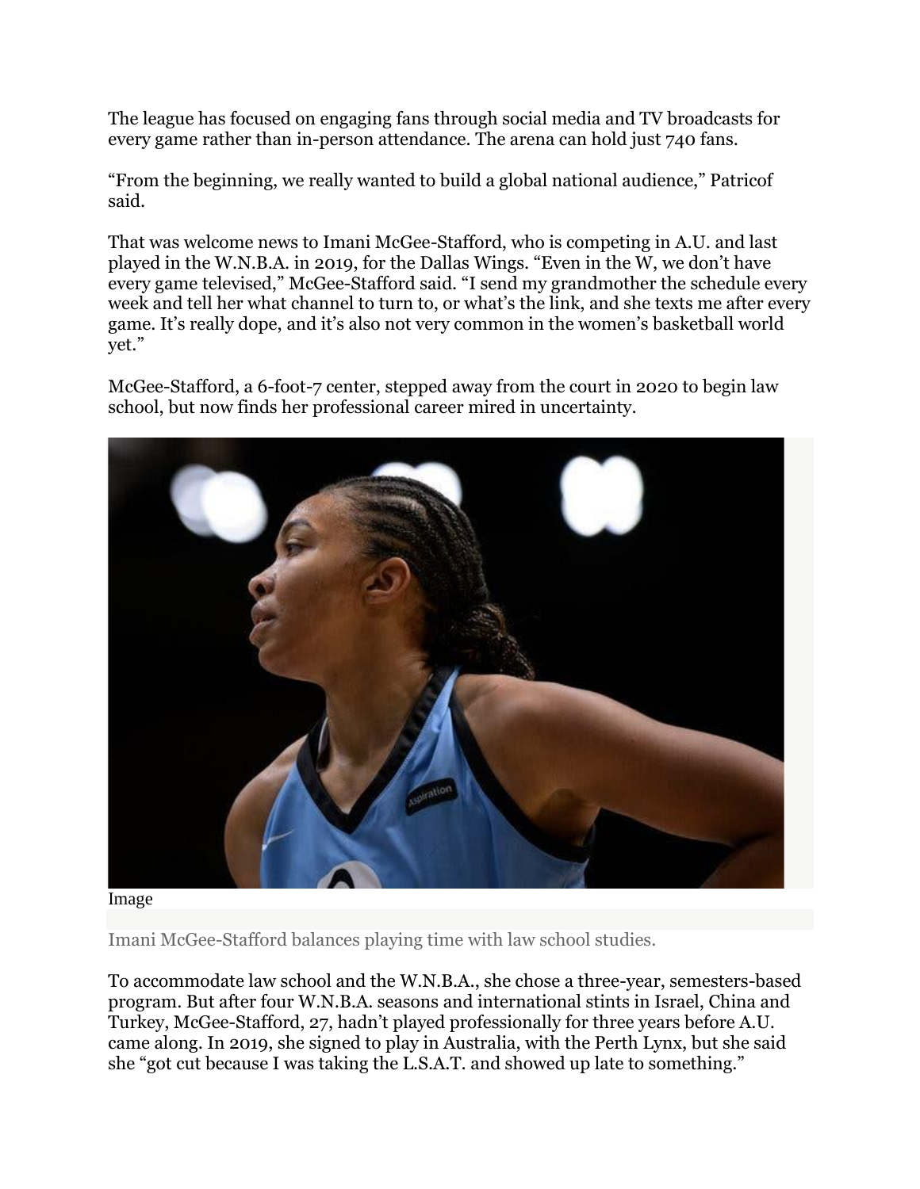The league has focused on engaging fans through social media and TV broadcasts for every game rather than in-person attendance. The arena can hold just 740 fans.

“From the beginning, we really wanted to build a global national audience,” Patricof said.

That was welcome news to Imani McGee-Stafford, who is competing in A.U. and last played in the W.N.B.A. in 2019, for the Dallas Wings. “Even in the W, we don’t have every game televised,” McGee-Stafford said. “I send my grandmother the schedule every week and tell her what channel to turn to, or what’s the link, and she texts me after every game. It’s really dope, and it’s also not very common in the women’s basketball world yet.”

McGee-Stafford, a 6-foot-7 center, stepped away from the court in 2020 to begin law school, but now finds her professional career mired in uncertainty.

Image

Imani McGee-Stafford balances playing time with law school studies.

To accommodate law school and the W.N.B.A., she chose a three-year, semesters-based program. But after four W.N.B.A. seasons and international stints in Israel, China and Turkey, McGee-Stafford, 27, hadn’t played professionally for three years before A.U. came along. In 2019, she signed to play in Australia, with the Perth Lynx, but she said she “got cut because I was taking the L.S.A.T. and showed up late to something.”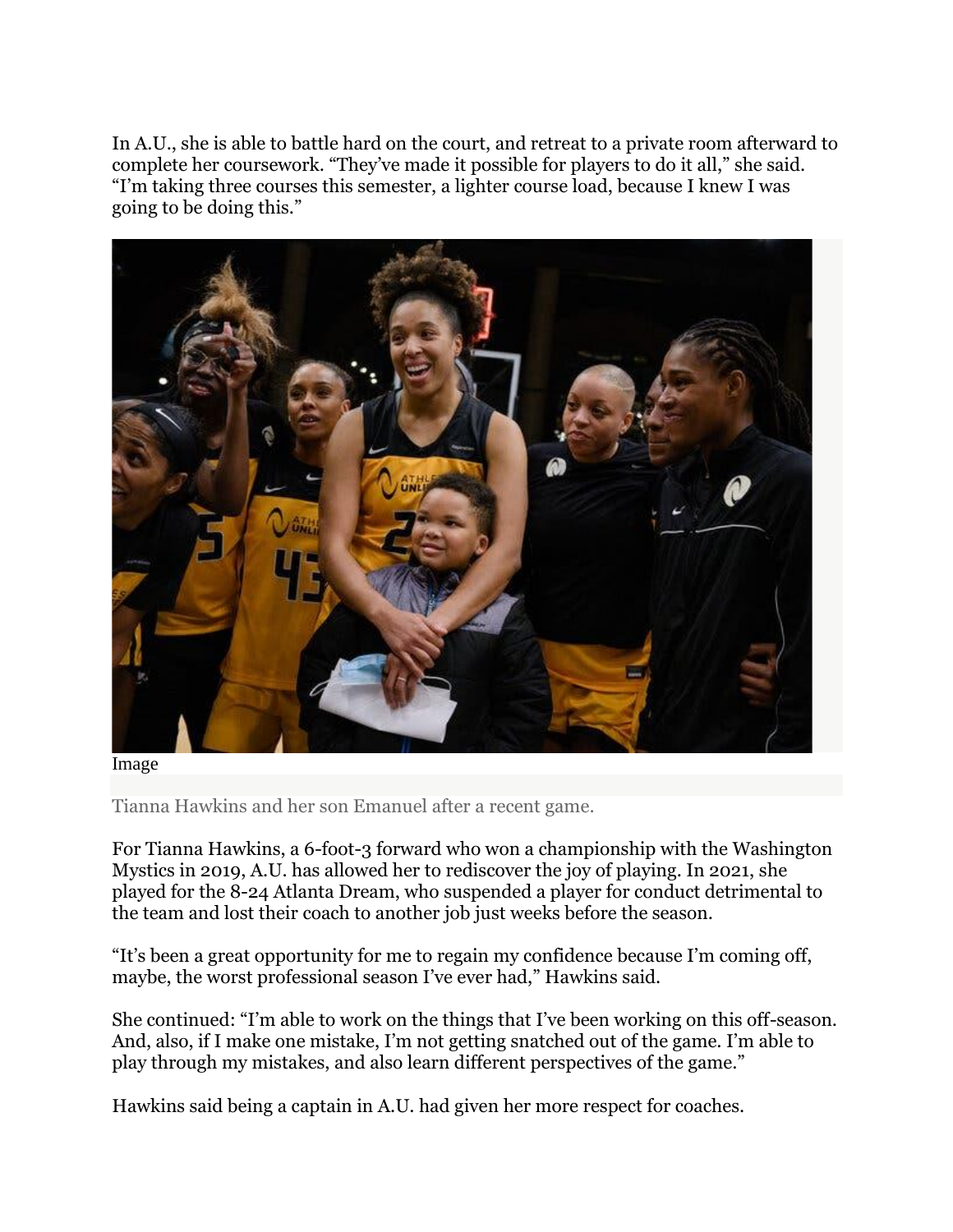In A.U., she is able to battle hard on the court, and retreat to a private room afterward to complete her coursework. "They've made it possible for players to do it all," she said. "I'm taking three courses this semester, a lighter course load, because I knew I was going to be doing this."

Image

Tianna Hawkins and her son Emanuel after a recent game.

For Tianna Hawkins, a 6-foot-3 forward who won a championship with the Washington Mystics in 2019, A.U. has allowed her to rediscover the joy of playing. In 2021, she played for the 8-24 Atlanta Dream, who suspended a player for conduct detrimental to the team and lost their coach to another job just weeks before the season.

"It's been a great opportunity for me to regain my confidence because I'm coming off, maybe, the worst professional season I've ever had," Hawkins said.

She continued: "I'm able to work on the things that I've been working on this off-season. And, also, if I make one mistake, I'm not getting snatched out of the game. I'm able to play through my mistakes, and also learn different perspectives of the game."

Hawkins said being a captain in A.U. had given her more respect for coaches.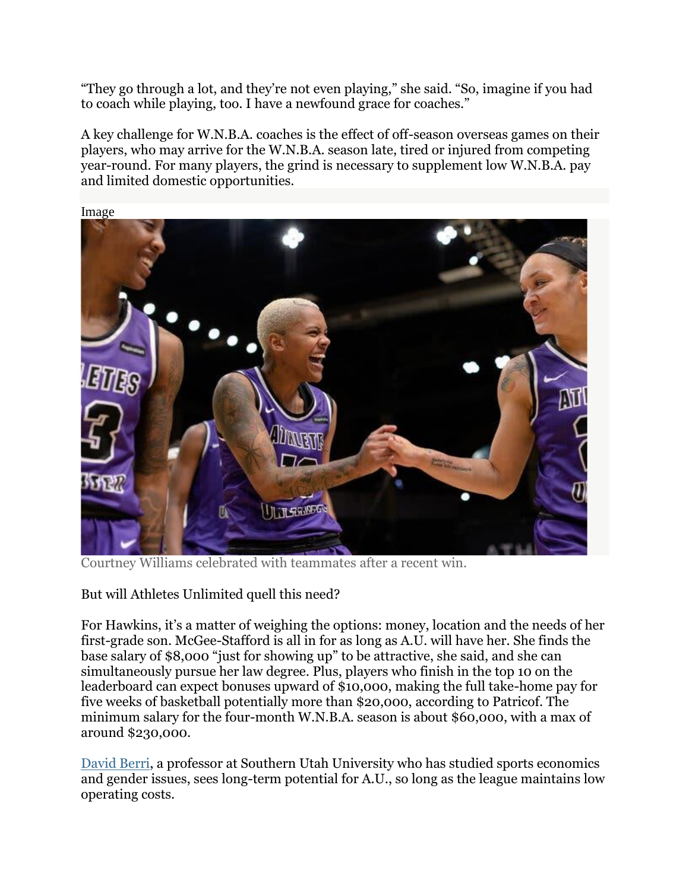"They go through a lot, and they're not even playing," she said. "So, imagine if you had to coach while playing, too. I have a newfound grace for coaches."

A key challenge for W.N.B.A. coaches is the effect of off-season overseas games on their players, who may arrive for the W.N.B.A. season late, tired or injured from competing year-round. For many players, the grind is necessary to supplement low W.N.B.A. pay and limited domestic opportunities.

Image

Courtney Williams celebrated with teammates after a recent win.

But will Athletes Unlimited quell this need?

For Hawkins, it's a matter of weighing the options: money, location and the needs of her first-grade son. McGee-Stafford is all in for as long as A.U. will have her. She finds the base salary of $8,000 "just for showing up" to be attractive, she said, and she can simultaneously pursue her law degree. Plus, players who finish in the top 10 on the leaderboard can expect bonuses upward of $10,000, making the full take-home pay for five weeks of basketball potentially more than $20,000, according to Patricof. The minimum salary for the four-month W.N.B.A. season is about $60,000, with a max of around $230,000.

David Berri, a professor at Southern Utah University who has studied sports economics and gender issues, sees long-term potential for A.U., so long as the league maintains low operating costs.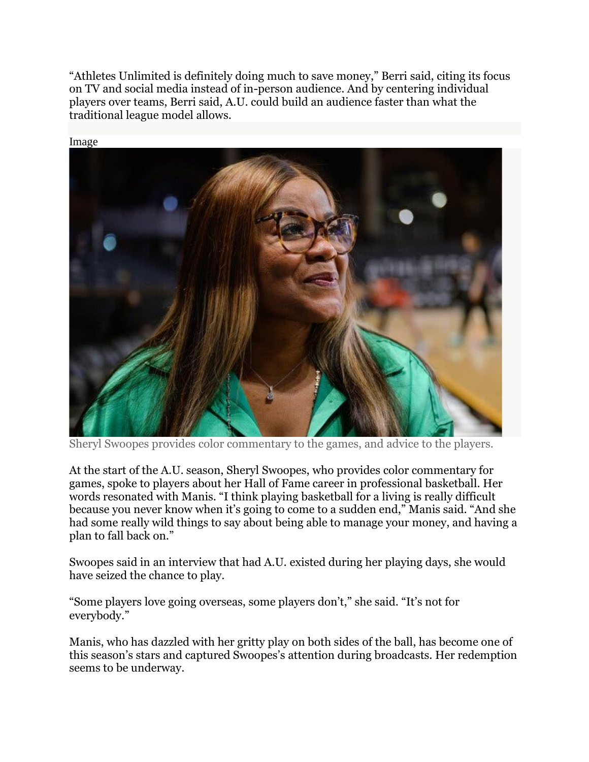"Athletes Unlimited is definitely doing much to save money," Berri said, citing its focus on TV and social media instead of in-person audience. And by centering individual players over teams, Berri said, A.U. could build an audience faster than what the traditional league model allows.

Image

Sheryl Swoopes provides color commentary to the games, and advice to the players.

At the start of the A.U. season, Sheryl Swoopes, who provides color commentary for games, spoke to players about her Hall of Fame career in professional basketball. Her words resonated with Manis. "I think playing basketball for a living is really difficult because you never know when it's going to come to a sudden end," Manis said. "And she had some really wild things to say about being able to manage your money, and having a plan to fall back on."

Swoopes said in an interview that had A.U. existed during her playing days, she would have seized the chance to play.

"Some players love going overseas, some players don't," she said. "It's not for everybody."

Manis, who has dazzled with her gritty play on both sides of the ball, has become one of this season's stars and captured Swoopes's attention during broadcasts. Her redemption seems to be underway.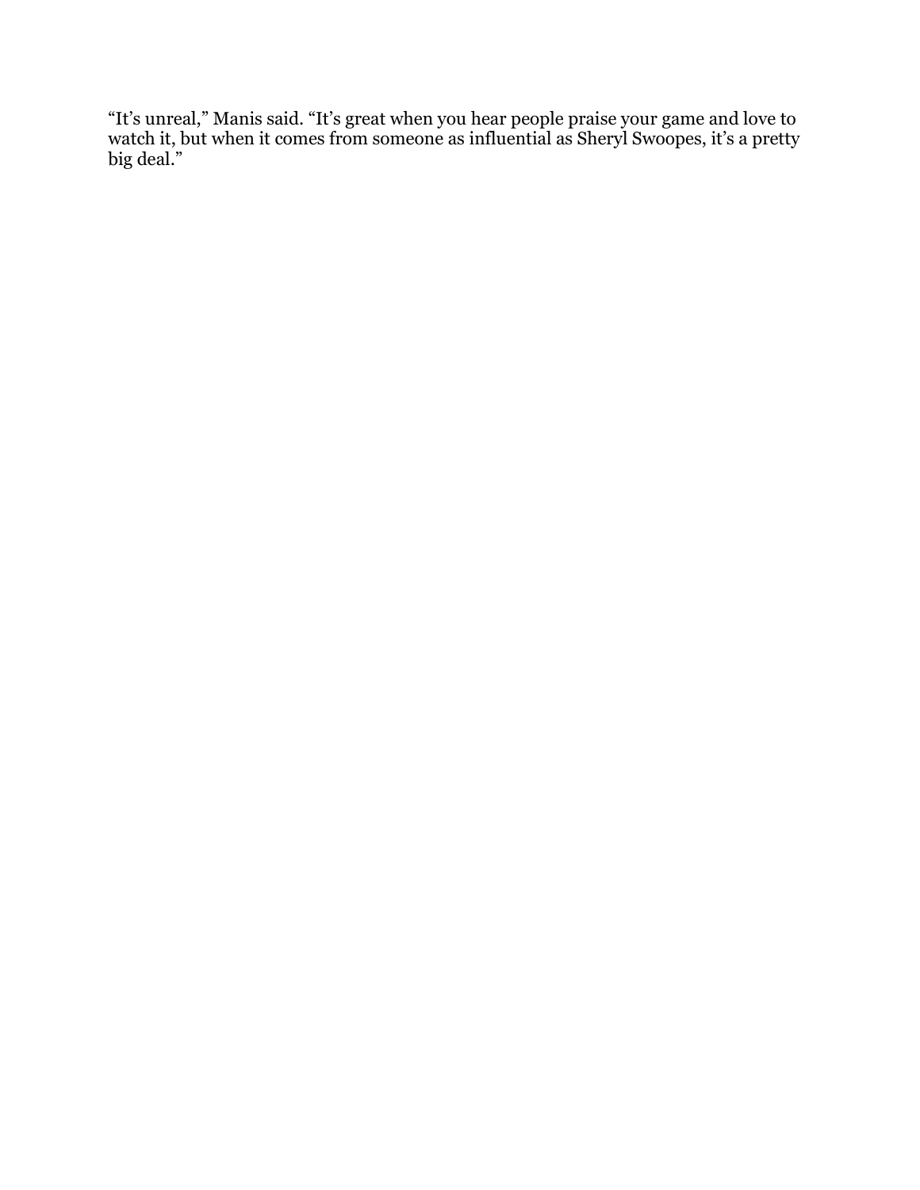“It’s unreal,” Manis said. “It’s great when you hear people praise your game and love to watch it, but when it comes from someone as influential as Sheryl Swoopes, it’s a pretty big deal.”